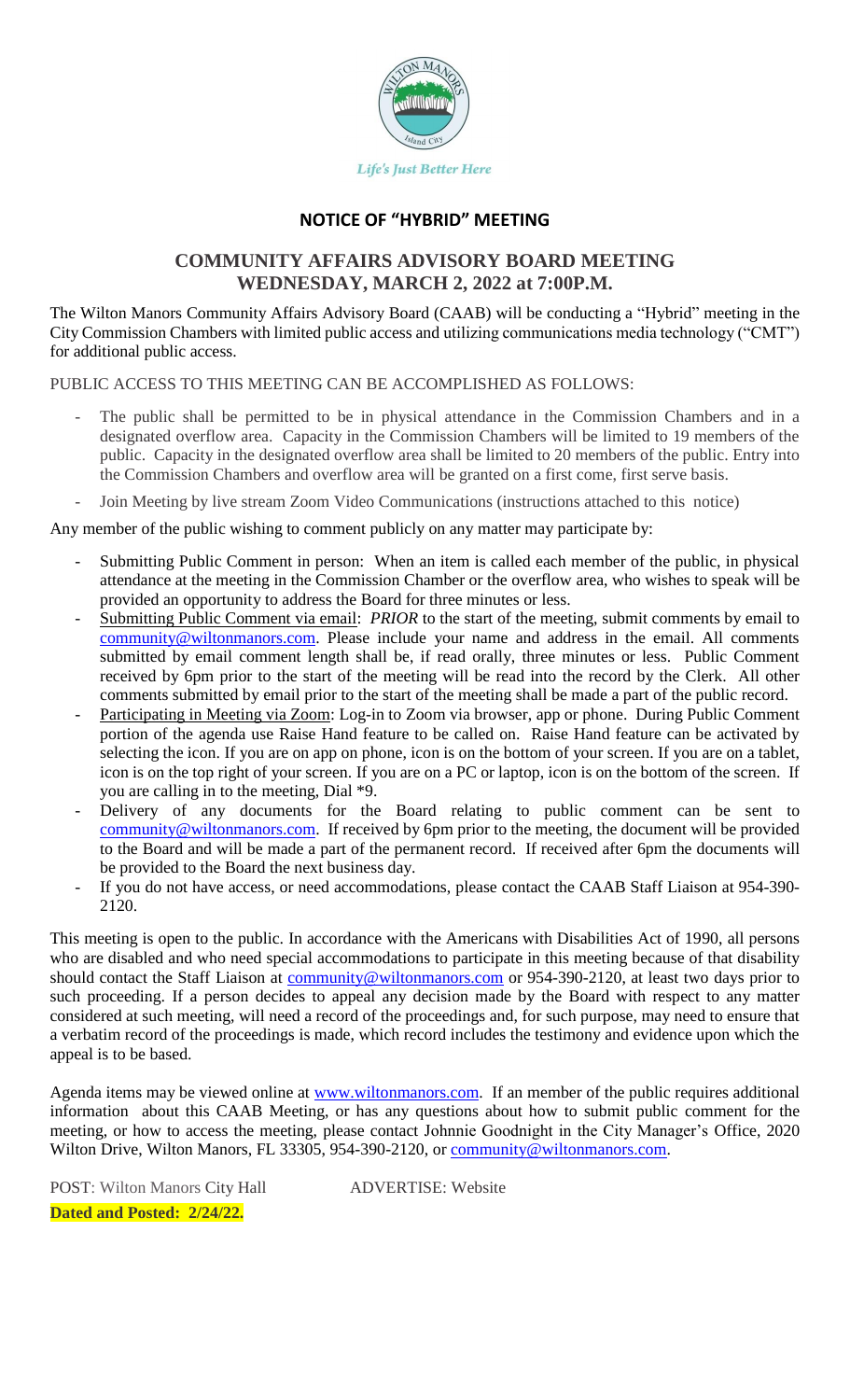*Life's Just Better Here*

## NOTICE OF "HYBRID" MEETING

# COMMUNITY AFFAIRS ADVISORY BOARD MEETING
# WEDNESDAY, MARCH 2, 2022 at 7:00P.M.

The Wilton Manors Community Affairs Advisory Board (CAAB) will be conducting a "Hybrid" meeting in the City Commission Chambers with limited public access and utilizing communications media technology ("CMT") for additional public access.

PUBLIC ACCESS TO THIS MEETING CAN BE ACCOMPLISHED AS FOLLOWS:

- The public shall be permitted to be in physical attendance in the Commission Chambers and in a designated overflow area. Capacity in the Commission Chambers will be limited to 19 members of the public. Capacity in the designated overflow area shall be limited to 20 members of the public. Entry into the Commission Chambers and overflow area will be granted on a first come, first serve basis.
- Join Meeting by live stream Zoom Video Communications (instructions attached to this notice)

Any member of the public wishing to comment publicly on any matter may participate by:

- Submitting Public Comment in person: When an item is called each member of the public, in physical attendance at the meeting in the Commission Chamber or the overflow area, who wishes to speak will be provided an opportunity to address the Board for three minutes or less.
- Submitting Public Comment via email: *PRIOR* to the start of the meeting, submit comments by email to community@wiltonmanors.com. Please include your name and address in the email. All comments submitted by email comment length shall be, if read orally, three minutes or less. Public Comment received by 6pm prior to the start of the meeting will be read into the record by the Clerk. All other comments submitted by email prior to the start of the meeting shall be made a part of the public record.
- Participating in Meeting via Zoom: Log-in to Zoom via browser, app or phone. During Public Comment portion of the agenda use Raise Hand feature to be called on. Raise Hand feature can be activated by selecting the icon. If you are on app on phone, icon is on the bottom of your screen. If you are on a tablet, icon is on the top right of your screen. If you are on a PC or laptop, icon is on the bottom of the screen. If you are calling in to the meeting, Dial *9.
- Delivery of any documents for the Board relating to public comment can be sent to community@wiltonmanors.com. If received by 6pm prior to the meeting, the document will be provided to the Board and will be made a part of the permanent record. If received after 6pm the documents will be provided to the Board the next business day.
- If you do not have access, or need accommodations, please contact the CAAB Staff Liaison at 954-390-2120.

This meeting is open to the public. In accordance with the Americans with Disabilities Act of 1990, all persons who are disabled and who need special accommodations to participate in this meeting because of that disability should contact the Staff Liaison at community@wiltonmanors.com or 954-390-2120, at least two days prior to such proceeding. If a person decides to appeal any decision made by the Board with respect to any matter considered at such meeting, will need a record of the proceedings and, for such purpose, may need to ensure that a verbatim record of the proceedings is made, which record includes the testimony and evidence upon which the appeal is to be based.

Agenda items may be viewed online at www.wiltonmanors.com. If an member of the public requires additional information about this CAAB Meeting, or has any questions about how to submit public comment for the meeting, or how to access the meeting, please contact Johnnie Goodnight in the City Manager's Office, 2020 Wilton Drive, Wilton Manors, FL 33305, 954-390-2120, or community@wiltonmanors.com.

POST: Wilton Manors City Hall ADVERTISE: Website

**Dated and Posted: 2/24/22.**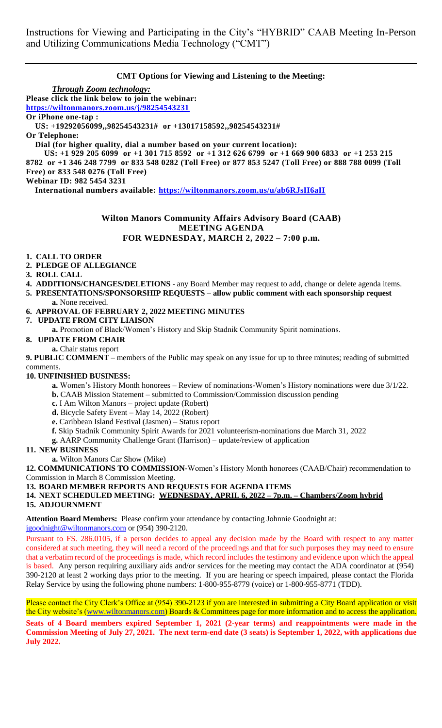Instructions for Viewing and Participating in the City's "HYBRID" CAAB Meeting In-Person and Utilizing Communications Media Technology ("CMT")

---

**CMT Options for Viewing and Listening to the Meeting:**

***Through Zoom technology:***

**Please click the link below to join the webinar:**
**https://wiltonmanors.zoom.us/j/98254543231**

**Or iPhone one-tap :**
**US: +19292056099,,98254543231# or +13017158592,,98254543231#**

**Or Telephone:**
**Dial (for higher quality, dial a number based on your current location):**
**US: +1 929 205 6099 or +1 301 715 8592 or +1 312 626 6799 or +1 669 900 6833 or +1 253 215 8782 or +1 346 248 7799 or 833 548 0282 (Toll Free) or 877 853 5247 (Toll Free) or 888 788 0099 (Toll Free) or 833 548 0276 (Toll Free)**

**Webinar ID: 982 5454 3231**
**International numbers available: https://wiltonmanors.zoom.us/u/ab6RJsH6aH**

## Wilton Manors Community Affairs Advisory Board (CAAB)
## MEETING AGENDA
## FOR WEDNESDAY, MARCH 2, 2022 – 7:00 p.m.

**1. CALL TO ORDER**

**2. PLEDGE OF ALLEGIANCE**

**3. ROLL CALL**

**4. ADDITIONS/CHANGES/DELETIONS** - any Board Member may request to add, change or delete agenda items.

**5. PRESENTATIONS/SPONSORSHIP REQUESTS – allow public comment with each sponsorship request**
   a. None received.

**6. APPROVAL OF FEBRUARY 2, 2022 MEETING MINUTES**

**7. UPDATE FROM CITY LIAISON**
   a. Promotion of Black/Women's History and Skip Stadnik Community Spirit nominations.

**8. UPDATE FROM CHAIR**
   a. Chair status report

**9. PUBLIC COMMENT** – members of the Public may speak on any issue for up to three minutes; reading of submitted comments.

**10. UNFINISHED BUSINESS:**
   a. Women's History Month honorees – Review of nominations-Women's History nominations were due 3/1/22.
   b. CAAB Mission Statement – submitted to Commission/Commission discussion pending
   c. I Am Wilton Manors – project update (Robert)
   d. Bicycle Safety Event – May 14, 2022 (Robert)
   e. Caribbean Island Festival (Jasmen) – Status report
   f. Skip Stadnik Community Spirit Awards for 2021 volunteerism-nominations due March 31, 2022
   g. AARP Community Challenge Grant (Harrison) – update/review of application

**11. NEW BUSINESS**
   a. Wilton Manors Car Show (Mike)

**12. COMMUNICATIONS TO COMMISSION**-Women's History Month honorees (CAAB/Chair) recommendation to Commission in March 8 Commission Meeting.

**13. BOARD MEMBER REPORTS AND REQUESTS FOR AGENDA ITEMS**

**14. NEXT SCHEDULED MEETING: WEDNESDAY, APRIL 6, 2022 – 7p.m. – Chambers/Zoom hybrid**

**15. ADJOURNMENT**

**Attention Board Members:** Please confirm your attendance by contacting Johnnie Goodnight at: jgoodnight@wiltonmanors.com or (954) 390-2120.

Pursuant to FS. 286.0105, if a person decides to appeal any decision made by the Board with respect to any matter considered at such meeting, they will need a record of the proceedings and that for such purposes they may need to ensure that a verbatim record of the proceedings is made, which record includes the testimony and evidence upon which the appeal is based. Any person requiring auxiliary aids and/or services for the meeting may contact the ADA coordinator at (954) 390-2120 at least 2 working days prior to the meeting. If you are hearing or speech impaired, please contact the Florida Relay Service by using the following phone numbers: 1-800-955-8779 (voice) or 1-800-955-8771 (TDD).

Please contact the City Clerk's Office at (954) 390-2123 if you are interested in submitting a City Board application or visit the City website's (www.wiltonmanors.com) Boards & Committees page for more information and to access the application.

**Seats of 4 Board members expired September 1, 2021 (2-year terms) and reappointments were made in the Commission Meeting of July 27, 2021. The next term-end date (3 seats) is September 1, 2022, with applications due July 2022.**